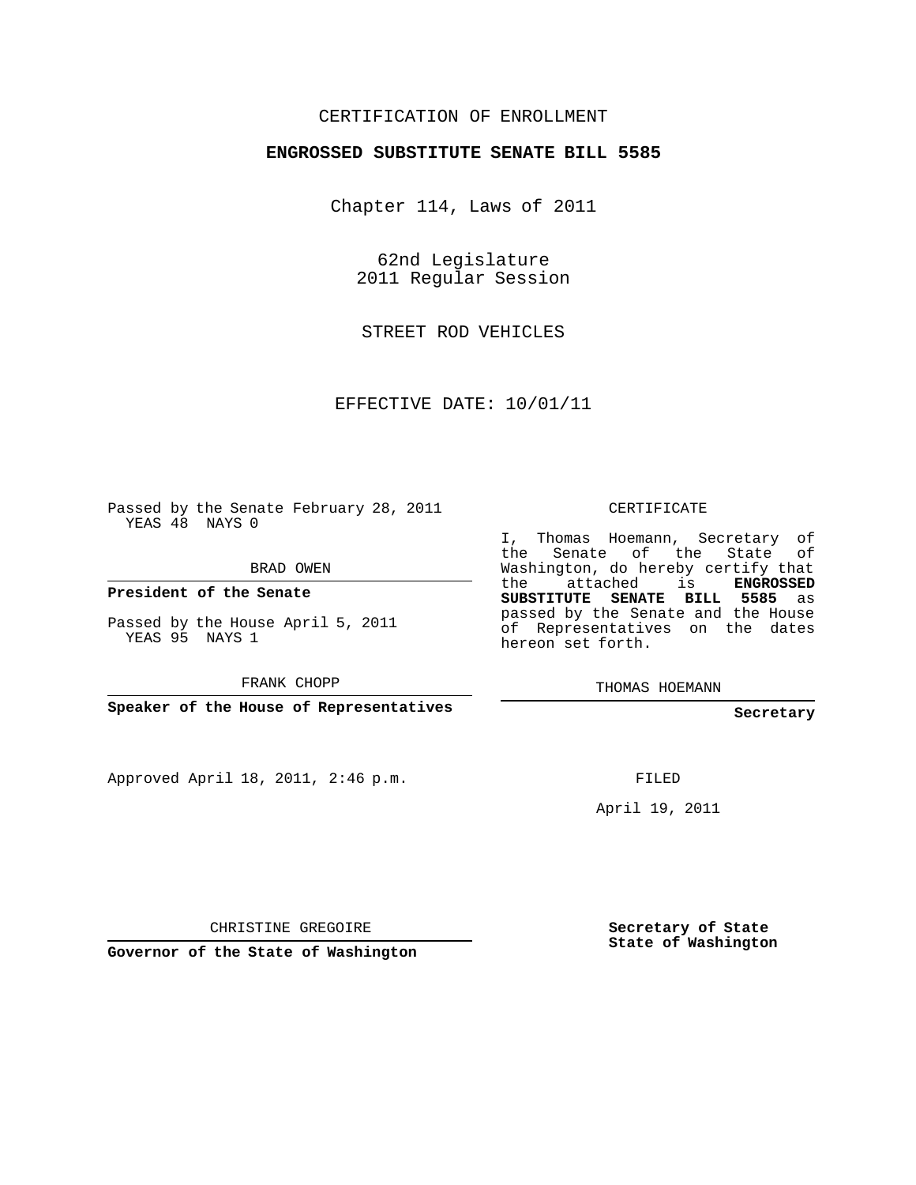CERTIFICATION OF ENROLLMENT

**ENGROSSED SUBSTITUTE SENATE BILL 5585**

Chapter 114, Laws of 2011

62nd Legislature
2011 Regular Session

STREET ROD VEHICLES

EFFECTIVE DATE: 10/01/11

Passed by the Senate February 28, 2011
YEAS 48 NAYS 0

BRAD OWEN

**President of the Senate**

Passed by the House April 5, 2011
YEAS 95 NAYS 1

FRANK CHOPP

**Speaker of the House of Representatives**

Approved April 18, 2011, 2:46 p.m.

CHRISTINE GREGOIRE

**Governor of the State of Washington**

CERTIFICATE

I, Thomas Hoemann, Secretary of the Senate of the State of Washington, do hereby certify that the attached is **ENGROSSED SUBSTITUTE SENATE BILL 5585** as passed by the Senate and the House of Representatives on the dates hereon set forth.

THOMAS HOEMANN

**Secretary**

FILED

April 19, 2011

**Secretary of State**
**State of Washington**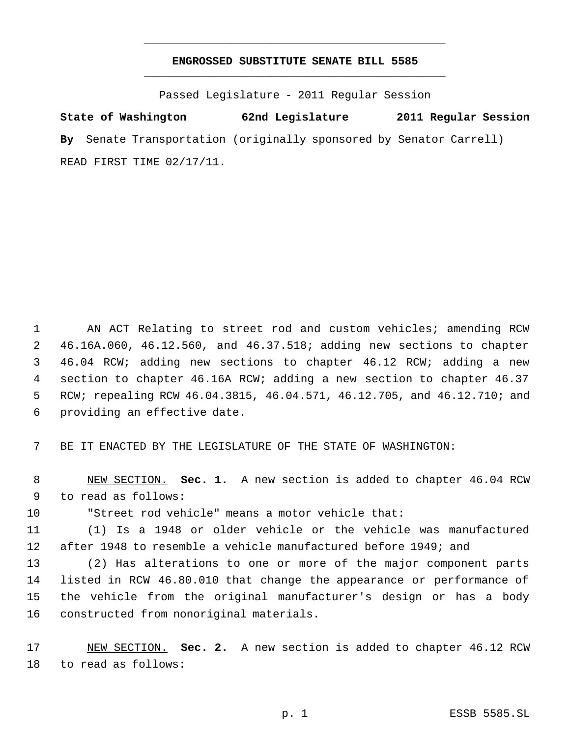# ENGROSSED SUBSTITUTE SENATE BILL 5585

Passed Legislature - 2011 Regular Session

**State of Washington 62nd Legislature 2011 Regular Session**

**By** Senate Transportation (originally sponsored by Senator Carrell)

READ FIRST TIME 02/17/11.

1 AN ACT Relating to street rod and custom vehicles; amending RCW
2 46.16A.060, 46.12.560, and 46.37.518; adding new sections to chapter
3 46.04 RCW; adding new sections to chapter 46.12 RCW; adding a new
4 section to chapter 46.16A RCW; adding a new section to chapter 46.37
5 RCW; repealing RCW 46.04.3815, 46.04.571, 46.12.705, and 46.12.710; and
6 providing an effective date.

7 BE IT ENACTED BY THE LEGISLATURE OF THE STATE OF WASHINGTON:

8 NEW SECTION. **Sec. 1.** A new section is added to chapter 46.04 RCW
9 to read as follows:

10 "Street rod vehicle" means a motor vehicle that:

11 (1) Is a 1948 or older vehicle or the vehicle was manufactured
12 after 1948 to resemble a vehicle manufactured before 1949; and

13 (2) Has alterations to one or more of the major component parts
14 listed in RCW 46.80.010 that change the appearance or performance of
15 the vehicle from the original manufacturer's design or has a body
16 constructed from nonoriginal materials.

17 NEW SECTION. **Sec. 2.** A new section is added to chapter 46.12 RCW
18 to read as follows: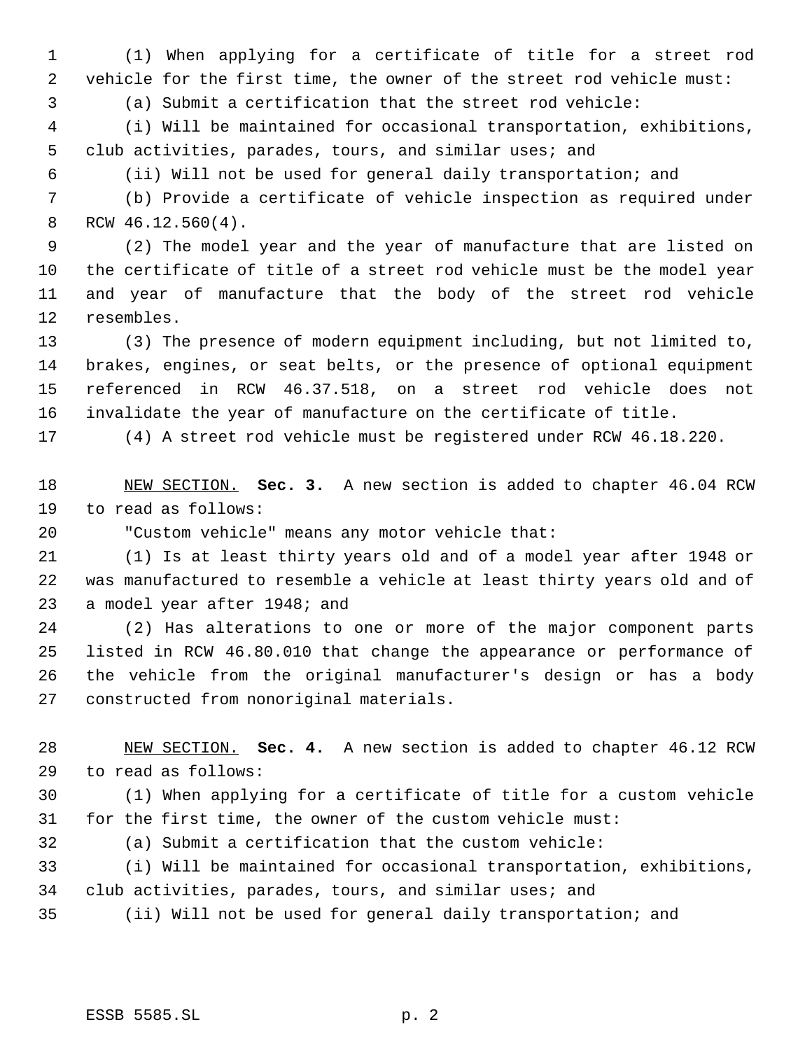(1) When applying for a certificate of title for a street rod vehicle for the first time, the owner of the street rod vehicle must:

(a) Submit a certification that the street rod vehicle:

(i) Will be maintained for occasional transportation, exhibitions, club activities, parades, tours, and similar uses; and

(ii) Will not be used for general daily transportation; and

(b) Provide a certificate of vehicle inspection as required under RCW 46.12.560(4).

(2) The model year and the year of manufacture that are listed on the certificate of title of a street rod vehicle must be the model year and year of manufacture that the body of the street rod vehicle resembles.

(3) The presence of modern equipment including, but not limited to, brakes, engines, or seat belts, or the presence of optional equipment referenced in RCW 46.37.518, on a street rod vehicle does not invalidate the year of manufacture on the certificate of title.

(4) A street rod vehicle must be registered under RCW 46.18.220.

NEW SECTION. **Sec. 3.** A new section is added to chapter 46.04 RCW to read as follows:

"Custom vehicle" means any motor vehicle that:

(1) Is at least thirty years old and of a model year after 1948 or was manufactured to resemble a vehicle at least thirty years old and of a model year after 1948; and

(2) Has alterations to one or more of the major component parts listed in RCW 46.80.010 that change the appearance or performance of the vehicle from the original manufacturer's design or has a body constructed from nonoriginal materials.

NEW SECTION. **Sec. 4.** A new section is added to chapter 46.12 RCW to read as follows:

(1) When applying for a certificate of title for a custom vehicle for the first time, the owner of the custom vehicle must:

(a) Submit a certification that the custom vehicle:

(i) Will be maintained for occasional transportation, exhibitions, club activities, parades, tours, and similar uses; and

(ii) Will not be used for general daily transportation; and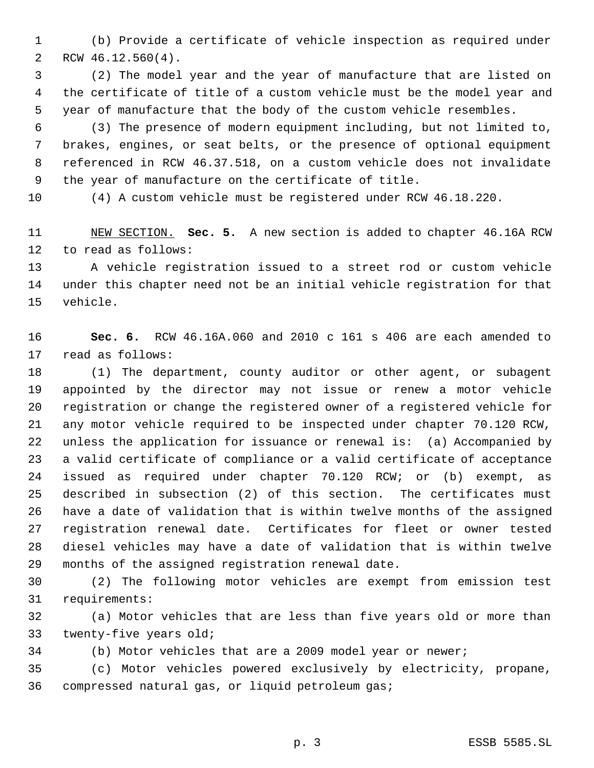(b) Provide a certificate of vehicle inspection as required under RCW 46.12.560(4).

(2) The model year and the year of manufacture that are listed on the certificate of title of a custom vehicle must be the model year and year of manufacture that the body of the custom vehicle resembles.

(3) The presence of modern equipment including, but not limited to, brakes, engines, or seat belts, or the presence of optional equipment referenced in RCW 46.37.518, on a custom vehicle does not invalidate the year of manufacture on the certificate of title.

(4) A custom vehicle must be registered under RCW 46.18.220.

NEW SECTION. **Sec. 5.** A new section is added to chapter 46.16A RCW to read as follows:

A vehicle registration issued to a street rod or custom vehicle under this chapter need not be an initial vehicle registration for that vehicle.

**Sec. 6.** RCW 46.16A.060 and 2010 c 161 s 406 are each amended to read as follows:

(1) The department, county auditor or other agent, or subagent appointed by the director may not issue or renew a motor vehicle registration or change the registered owner of a registered vehicle for any motor vehicle required to be inspected under chapter 70.120 RCW, unless the application for issuance or renewal is: (a) Accompanied by a valid certificate of compliance or a valid certificate of acceptance issued as required under chapter 70.120 RCW; or (b) exempt, as described in subsection (2) of this section. The certificates must have a date of validation that is within twelve months of the assigned registration renewal date. Certificates for fleet or owner tested diesel vehicles may have a date of validation that is within twelve months of the assigned registration renewal date.

(2) The following motor vehicles are exempt from emission test requirements:

(a) Motor vehicles that are less than five years old or more than twenty-five years old;

(b) Motor vehicles that are a 2009 model year or newer;

(c) Motor vehicles powered exclusively by electricity, propane, compressed natural gas, or liquid petroleum gas;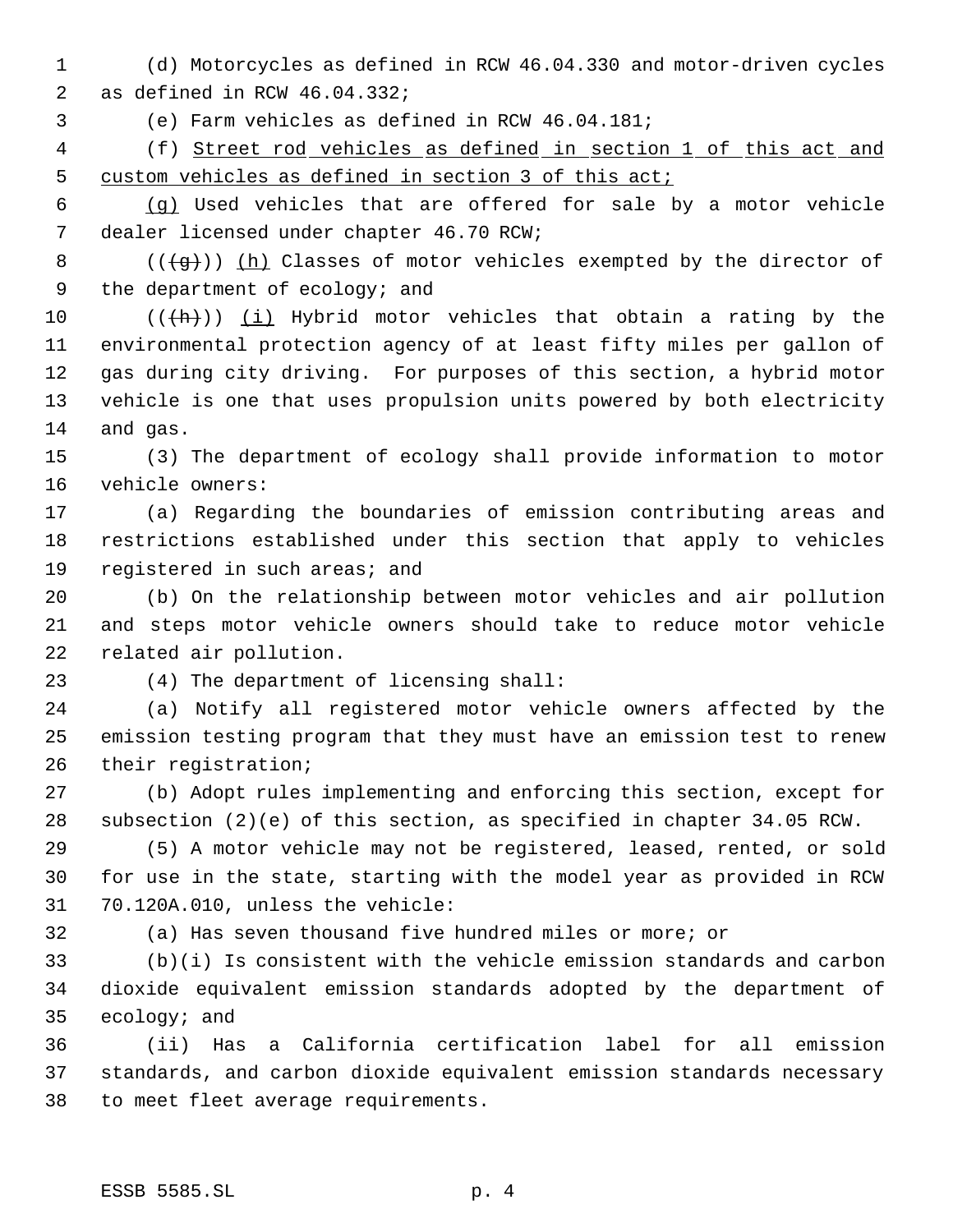(d) Motorcycles as defined in RCW 46.04.330 and motor-driven cycles as defined in RCW 46.04.332;

(e) Farm vehicles as defined in RCW 46.04.181;

(f) Street rod vehicles as defined in section 1 of this act and custom vehicles as defined in section 3 of this act;

(g) Used vehicles that are offered for sale by a motor vehicle dealer licensed under chapter 46.70 RCW;

~~((g))~~ (h) Classes of motor vehicles exempted by the director of the department of ecology; and

~~((h))~~ (i) Hybrid motor vehicles that obtain a rating by the environmental protection agency of at least fifty miles per gallon of gas during city driving. For purposes of this section, a hybrid motor vehicle is one that uses propulsion units powered by both electricity and gas.

(3) The department of ecology shall provide information to motor vehicle owners:

(a) Regarding the boundaries of emission contributing areas and restrictions established under this section that apply to vehicles registered in such areas; and

(b) On the relationship between motor vehicles and air pollution and steps motor vehicle owners should take to reduce motor vehicle related air pollution.

(4) The department of licensing shall:

(a) Notify all registered motor vehicle owners affected by the emission testing program that they must have an emission test to renew their registration;

(b) Adopt rules implementing and enforcing this section, except for subsection (2)(e) of this section, as specified in chapter 34.05 RCW.

(5) A motor vehicle may not be registered, leased, rented, or sold for use in the state, starting with the model year as provided in RCW 70.120A.010, unless the vehicle:

(a) Has seven thousand five hundred miles or more; or

(b)(i) Is consistent with the vehicle emission standards and carbon dioxide equivalent emission standards adopted by the department of ecology; and

(ii) Has a California certification label for all emission standards, and carbon dioxide equivalent emission standards necessary to meet fleet average requirements.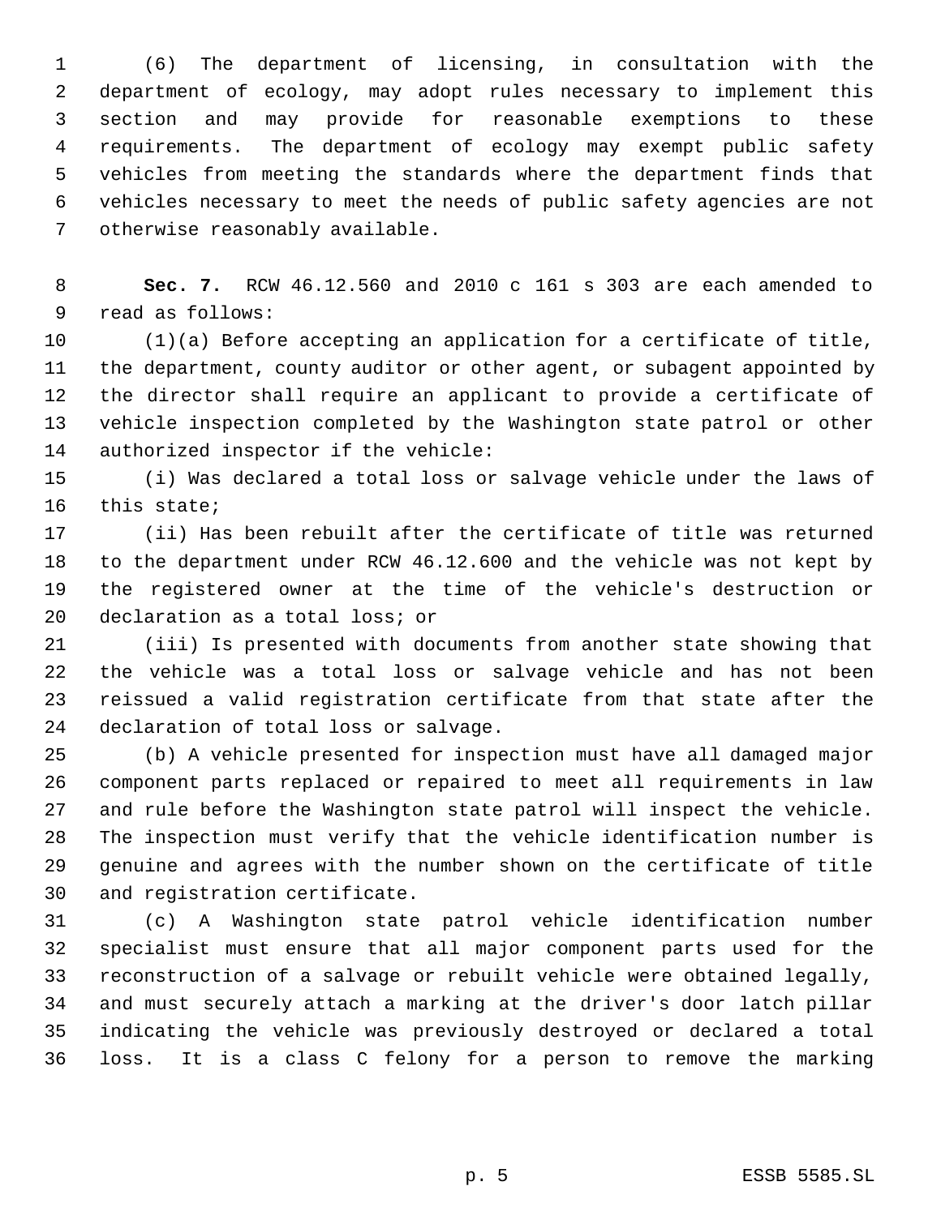(6) The department of licensing, in consultation with the department of ecology, may adopt rules necessary to implement this section and may provide for reasonable exemptions to these requirements. The department of ecology may exempt public safety vehicles from meeting the standards where the department finds that vehicles necessary to meet the needs of public safety agencies are not otherwise reasonably available.

**Sec. 7.** RCW 46.12.560 and 2010 c 161 s 303 are each amended to read as follows:

(1)(a) Before accepting an application for a certificate of title, the department, county auditor or other agent, or subagent appointed by the director shall require an applicant to provide a certificate of vehicle inspection completed by the Washington state patrol or other authorized inspector if the vehicle:

(i) Was declared a total loss or salvage vehicle under the laws of this state;

(ii) Has been rebuilt after the certificate of title was returned to the department under RCW 46.12.600 and the vehicle was not kept by the registered owner at the time of the vehicle's destruction or declaration as a total loss; or

(iii) Is presented with documents from another state showing that the vehicle was a total loss or salvage vehicle and has not been reissued a valid registration certificate from that state after the declaration of total loss or salvage.

(b) A vehicle presented for inspection must have all damaged major component parts replaced or repaired to meet all requirements in law and rule before the Washington state patrol will inspect the vehicle. The inspection must verify that the vehicle identification number is genuine and agrees with the number shown on the certificate of title and registration certificate.

(c) A Washington state patrol vehicle identification number specialist must ensure that all major component parts used for the reconstruction of a salvage or rebuilt vehicle were obtained legally, and must securely attach a marking at the driver's door latch pillar indicating the vehicle was previously destroyed or declared a total loss. It is a class C felony for a person to remove the marking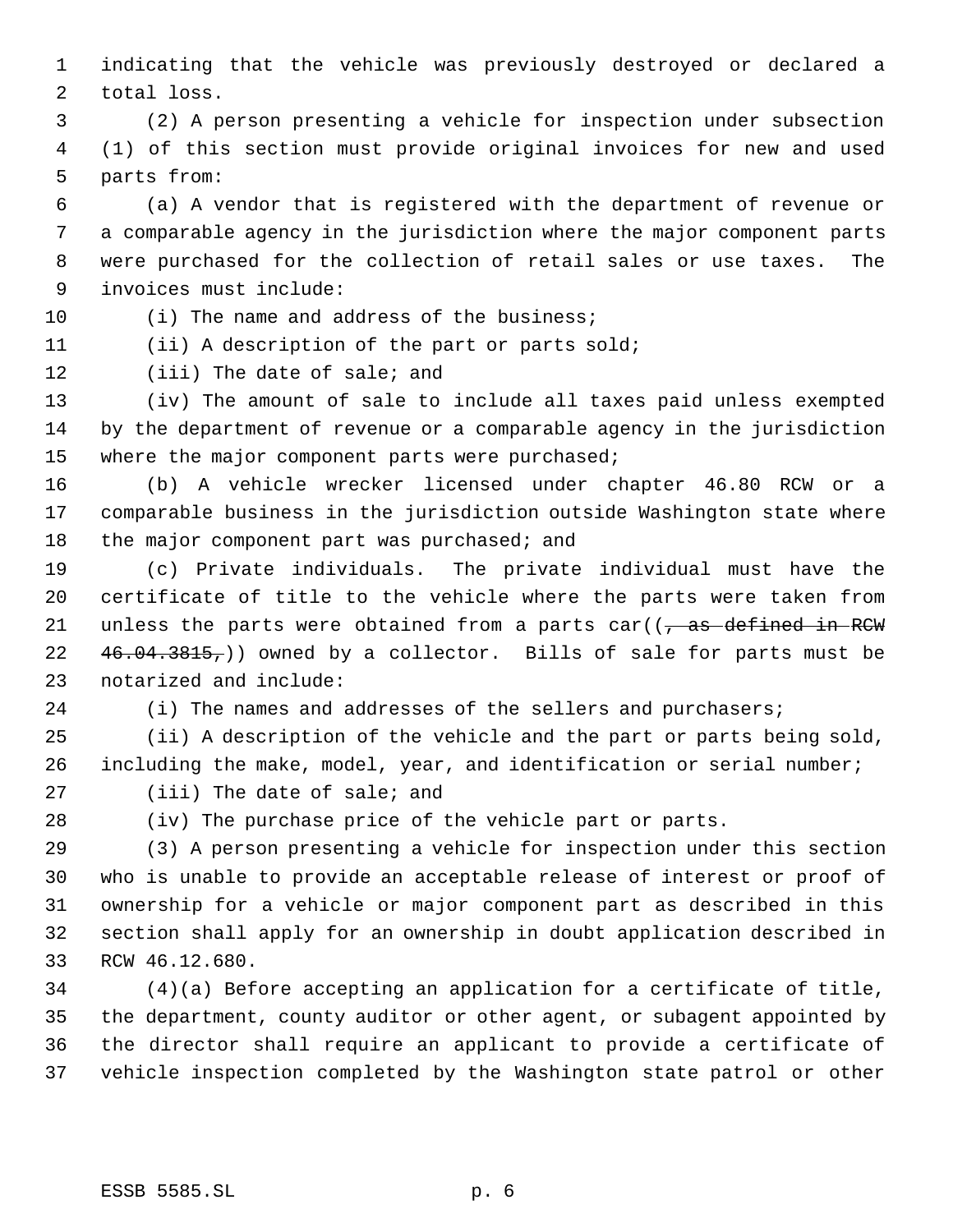indicating that the vehicle was previously destroyed or declared a total loss.

(2) A person presenting a vehicle for inspection under subsection (1) of this section must provide original invoices for new and used parts from:

(a) A vendor that is registered with the department of revenue or a comparable agency in the jurisdiction where the major component parts were purchased for the collection of retail sales or use taxes. The invoices must include:

(i) The name and address of the business;

(ii) A description of the part or parts sold;

(iii) The date of sale; and

(iv) The amount of sale to include all taxes paid unless exempted by the department of revenue or a comparable agency in the jurisdiction where the major component parts were purchased;

(b) A vehicle wrecker licensed under chapter 46.80 RCW or a comparable business in the jurisdiction outside Washington state where the major component part was purchased; and

(c) Private individuals. The private individual must have the certificate of title to the vehicle where the parts were taken from unless the parts were obtained from a parts car((~~, as defined in RCW 46.04.3815,~~)) owned by a collector. Bills of sale for parts must be notarized and include:

(i) The names and addresses of the sellers and purchasers;

(ii) A description of the vehicle and the part or parts being sold, including the make, model, year, and identification or serial number;

(iii) The date of sale; and

(iv) The purchase price of the vehicle part or parts.

(3) A person presenting a vehicle for inspection under this section who is unable to provide an acceptable release of interest or proof of ownership for a vehicle or major component part as described in this section shall apply for an ownership in doubt application described in RCW 46.12.680.

(4)(a) Before accepting an application for a certificate of title, the department, county auditor or other agent, or subagent appointed by the director shall require an applicant to provide a certificate of vehicle inspection completed by the Washington state patrol or other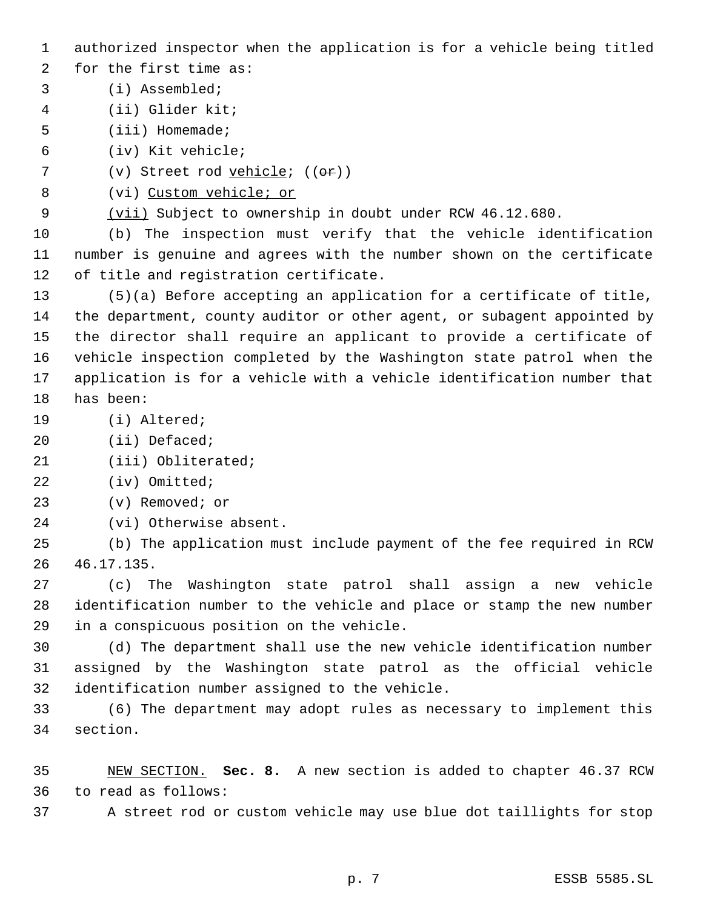authorized inspector when the application is for a vehicle being titled for the first time as:

(i) Assembled;

(ii) Glider kit;

(iii) Homemade;

(iv) Kit vehicle;

(v) Street rod vehicle; ((~~or~~))

(vi) Custom vehicle; or

(vii) Subject to ownership in doubt under RCW 46.12.680.

(b) The inspection must verify that the vehicle identification number is genuine and agrees with the number shown on the certificate of title and registration certificate.

(5)(a) Before accepting an application for a certificate of title, the department, county auditor or other agent, or subagent appointed by the director shall require an applicant to provide a certificate of vehicle inspection completed by the Washington state patrol when the application is for a vehicle with a vehicle identification number that has been:

(i) Altered;

(ii) Defaced;

(iii) Obliterated;

(iv) Omitted;

(v) Removed; or

(vi) Otherwise absent.

(b) The application must include payment of the fee required in RCW 46.17.135.

(c) The Washington state patrol shall assign a new vehicle identification number to the vehicle and place or stamp the new number in a conspicuous position on the vehicle.

(d) The department shall use the new vehicle identification number assigned by the Washington state patrol as the official vehicle identification number assigned to the vehicle.

(6) The department may adopt rules as necessary to implement this section.

NEW SECTION. **Sec. 8.** A new section is added to chapter 46.37 RCW to read as follows:

A street rod or custom vehicle may use blue dot taillights for stop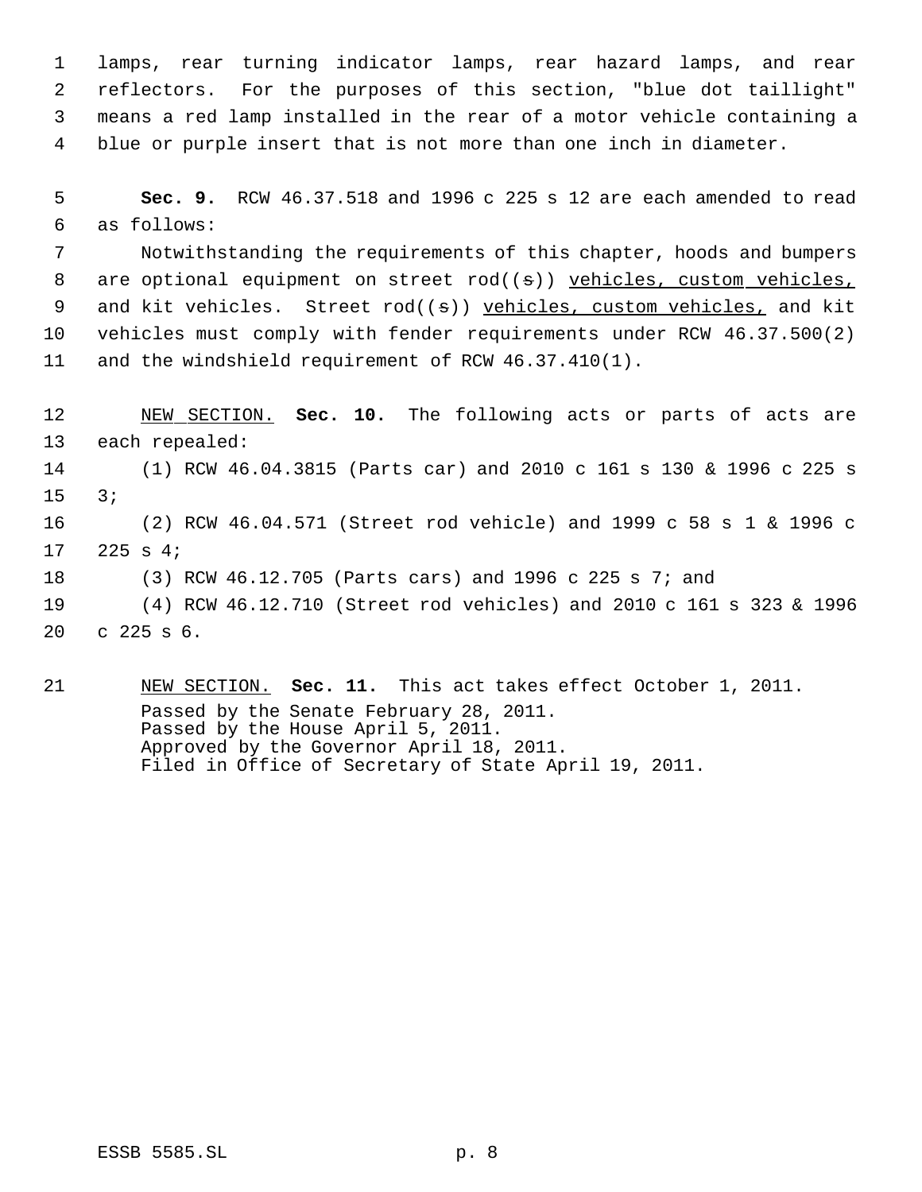lamps, rear turning indicator lamps, rear hazard lamps, and rear reflectors. For the purposes of this section, "blue dot taillight" means a red lamp installed in the rear of a motor vehicle containing a blue or purple insert that is not more than one inch in diameter.

**Sec. 9.** RCW 46.37.518 and 1996 c 225 s 12 are each amended to read as follows:

Notwithstanding the requirements of this chapter, hoods and bumpers are optional equipment on street rod((~~s~~)) vehicles, custom vehicles, and kit vehicles. Street rod((~~s~~)) vehicles, custom vehicles, and kit vehicles must comply with fender requirements under RCW 46.37.500(2) and the windshield requirement of RCW 46.37.410(1).

NEW SECTION. **Sec. 10.** The following acts or parts of acts are each repealed:

(1) RCW 46.04.3815 (Parts car) and 2010 c 161 s 130 & 1996 c 225 s 3;

(2) RCW 46.04.571 (Street rod vehicle) and 1999 c 58 s 1 & 1996 c 225 s 4;

(3) RCW 46.12.705 (Parts cars) and 1996 c 225 s 7; and

(4) RCW 46.12.710 (Street rod vehicles) and 2010 c 161 s 323 & 1996 c 225 s 6.

NEW SECTION. **Sec. 11.** This act takes effect October 1, 2011.

Passed by the Senate February 28, 2011.
Passed by the House April 5, 2011.
Approved by the Governor April 18, 2011.
Filed in Office of Secretary of State April 19, 2011.